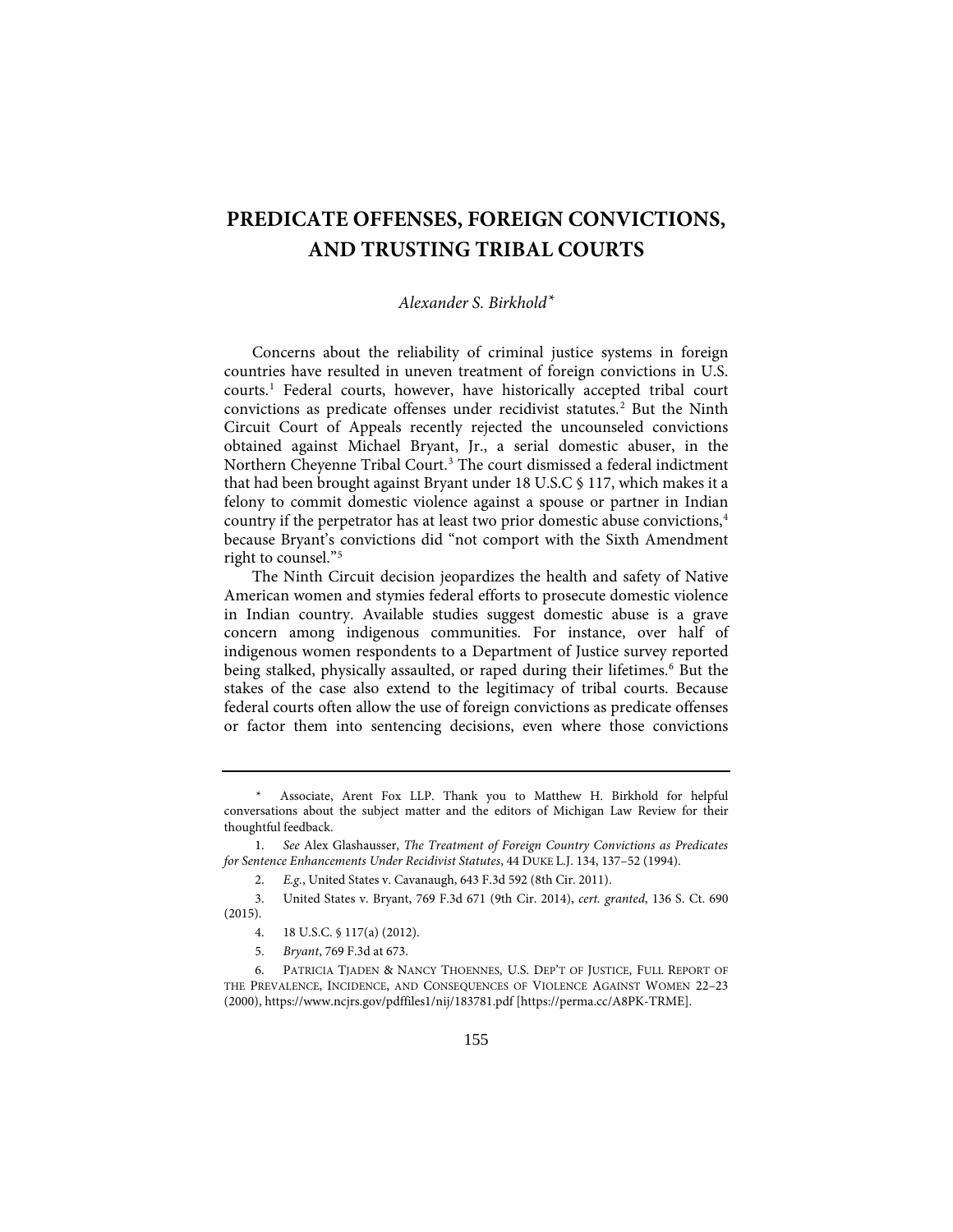# PREDICATE OFFENSES, FOREIGN CONVICTIONS, AND TRUSTING TRIBAL COURTS

*Alexander S. Birkhold*[*]

Concerns about the reliability of criminal justice systems in foreign countries have resulted in uneven treatment of foreign convictions in U.S. courts.[1] Federal courts, however, have historically accepted tribal court convictions as predicate offenses under recidivist statutes.[2] But the Ninth Circuit Court of Appeals recently rejected the uncounseled convictions obtained against Michael Bryant, Jr., a serial domestic abuser, in the Northern Cheyenne Tribal Court.[3] The court dismissed a federal indictment that had been brought against Bryant under 18 U.S.C § 117, which makes it a felony to commit domestic violence against a spouse or partner in Indian country if the perpetrator has at least two prior domestic abuse convictions,[4] because Bryant's convictions did "not comport with the Sixth Amendment right to counsel."[5]

The Ninth Circuit decision jeopardizes the health and safety of Native American women and stymies federal efforts to prosecute domestic violence in Indian country. Available studies suggest domestic abuse is a grave concern among indigenous communities. For instance, over half of indigenous women respondents to a Department of Justice survey reported being stalked, physically assaulted, or raped during their lifetimes.[6] But the stakes of the case also extend to the legitimacy of tribal courts. Because federal courts often allow the use of foreign convictions as predicate offenses or factor them into sentencing decisions, even where those convictions

---

\* Associate, Arent Fox LLP. Thank you to Matthew H. Birkhold for helpful conversations about the subject matter and the editors of Michigan Law Review for their thoughtful feedback.

1. *See* Alex Glashausser, *The Treatment of Foreign Country Convictions as Predicates for Sentence Enhancements Under Recidivist Statutes*, 44 DUKE L.J. 134, 137–52 (1994).

2. *E.g.*, United States v. Cavanaugh, 643 F.3d 592 (8th Cir. 2011).

3. United States v. Bryant, 769 F.3d 671 (9th Cir. 2014), *cert. granted*, 136 S. Ct. 690 (2015).

4. 18 U.S.C. § 117(a) (2012).

5. *Bryant*, 769 F.3d at 673.

6. PATRICIA TJADEN & NANCY THOENNES, U.S. DEP'T OF JUSTICE, FULL REPORT OF THE PREVALENCE, INCIDENCE, AND CONSEQUENCES OF VIOLENCE AGAINST WOMEN 22–23 (2000), https://www.ncjrs.gov/pdffiles1/nij/183781.pdf [https://perma.cc/A8PK-TRME].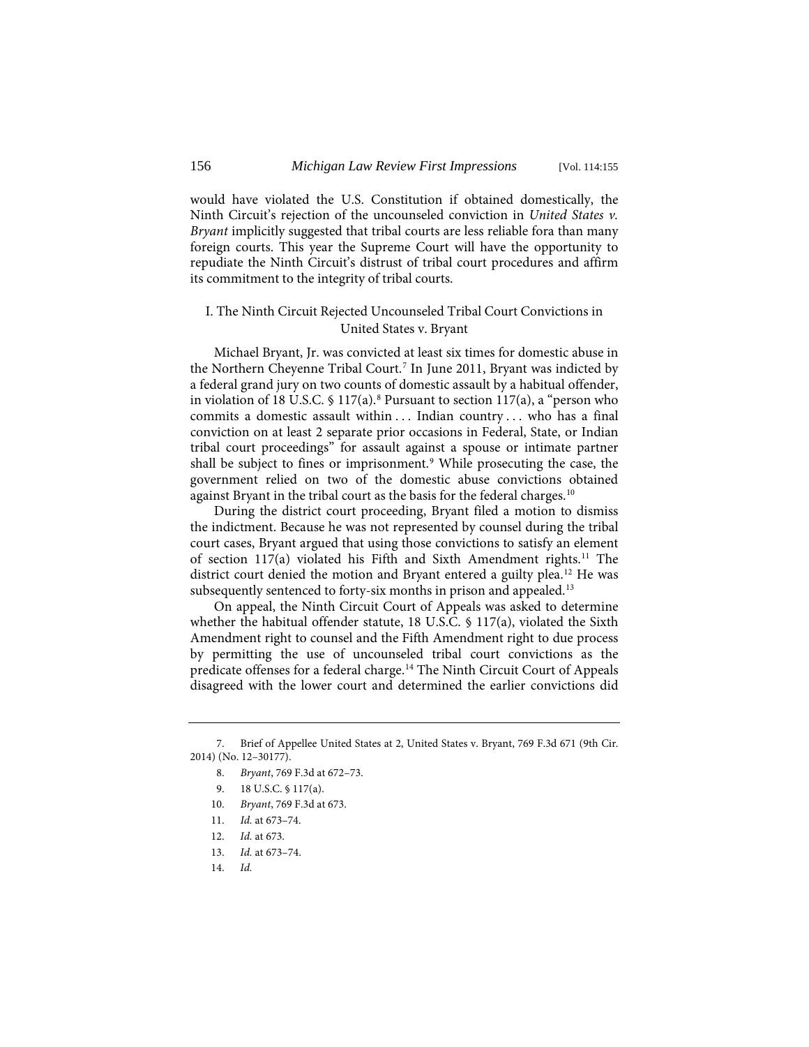would have violated the U.S. Constitution if obtained domestically, the Ninth Circuit's rejection of the uncounseled conviction in *United States v. Bryant* implicitly suggested that tribal courts are less reliable fora than many foreign courts. This year the Supreme Court will have the opportunity to repudiate the Ninth Circuit's distrust of tribal court procedures and affirm its commitment to the integrity of tribal courts.

## I. The Ninth Circuit Rejected Uncounseled Tribal Court Convictions in United States v. Bryant

Michael Bryant, Jr. was convicted at least six times for domestic abuse in the Northern Cheyenne Tribal Court.[7] In June 2011, Bryant was indicted by a federal grand jury on two counts of domestic assault by a habitual offender, in violation of 18 U.S.C. § 117(a).[8] Pursuant to section 117(a), a "person who commits a domestic assault within . . . Indian country . . . who has a final conviction on at least 2 separate prior occasions in Federal, State, or Indian tribal court proceedings" for assault against a spouse or intimate partner shall be subject to fines or imprisonment.[9] While prosecuting the case, the government relied on two of the domestic abuse convictions obtained against Bryant in the tribal court as the basis for the federal charges.[10]

During the district court proceeding, Bryant filed a motion to dismiss the indictment. Because he was not represented by counsel during the tribal court cases, Bryant argued that using those convictions to satisfy an element of section 117(a) violated his Fifth and Sixth Amendment rights.[11] The district court denied the motion and Bryant entered a guilty plea.[12] He was subsequently sentenced to forty-six months in prison and appealed.[13]

On appeal, the Ninth Circuit Court of Appeals was asked to determine whether the habitual offender statute, 18 U.S.C. § 117(a), violated the Sixth Amendment right to counsel and the Fifth Amendment right to due process by permitting the use of uncounseled tribal court convictions as the predicate offenses for a federal charge.[14] The Ninth Circuit Court of Appeals disagreed with the lower court and determined the earlier convictions did

---

7. Brief of Appellee United States at 2, United States v. Bryant, 769 F.3d 671 (9th Cir. 2014) (No. 12–30177).

8. *Bryant*, 769 F.3d at 672–73.

9. 18 U.S.C. § 117(a).

10. *Bryant*, 769 F.3d at 673.

11. *Id.* at 673–74.

12. *Id.* at 673.

13. *Id.* at 673–74.

14. *Id.*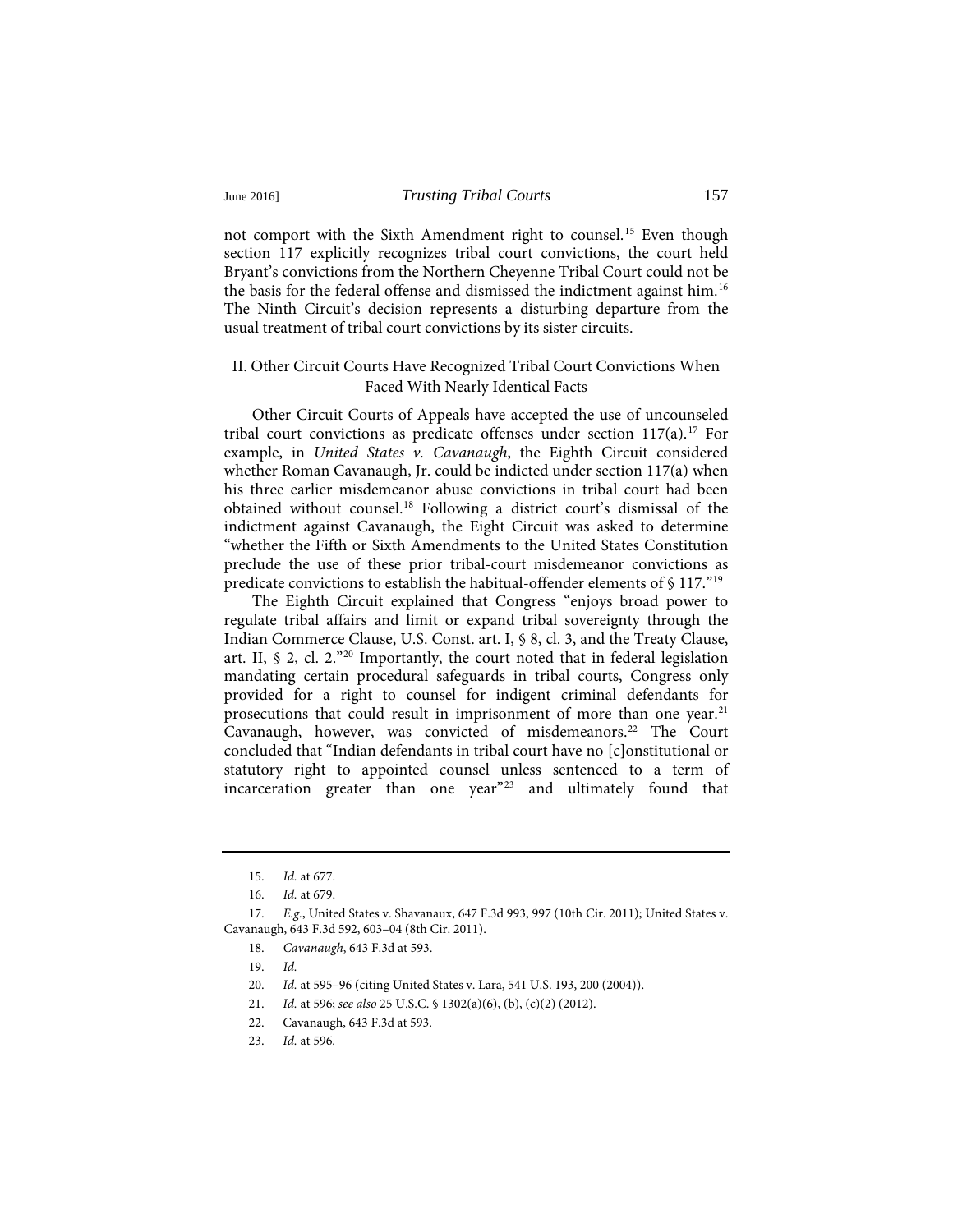not comport with the Sixth Amendment right to counsel.[15] Even though section 117 explicitly recognizes tribal court convictions, the court held Bryant's convictions from the Northern Cheyenne Tribal Court could not be the basis for the federal offense and dismissed the indictment against him.[16] The Ninth Circuit's decision represents a disturbing departure from the usual treatment of tribal court convictions by its sister circuits.

## II. Other Circuit Courts Have Recognized Tribal Court Convictions When Faced With Nearly Identical Facts

Other Circuit Courts of Appeals have accepted the use of uncounseled tribal court convictions as predicate offenses under section 117(a).[17] For example, in *United States v. Cavanaugh*, the Eighth Circuit considered whether Roman Cavanaugh, Jr. could be indicted under section 117(a) when his three earlier misdemeanor abuse convictions in tribal court had been obtained without counsel.[18] Following a district court's dismissal of the indictment against Cavanaugh, the Eight Circuit was asked to determine "whether the Fifth or Sixth Amendments to the United States Constitution preclude the use of these prior tribal-court misdemeanor convictions as predicate convictions to establish the habitual-offender elements of § 117."[19]

The Eighth Circuit explained that Congress "enjoys broad power to regulate tribal affairs and limit or expand tribal sovereignty through the Indian Commerce Clause, U.S. Const. art. I, § 8, cl. 3, and the Treaty Clause, art. II, § 2, cl. 2."[20] Importantly, the court noted that in federal legislation mandating certain procedural safeguards in tribal courts, Congress only provided for a right to counsel for indigent criminal defendants for prosecutions that could result in imprisonment of more than one year.[21] Cavanaugh, however, was convicted of misdemeanors.[22] The Court concluded that "Indian defendants in tribal court have no [c]onstitutional or statutory right to appointed counsel unless sentenced to a term of incarceration greater than one year"[23] and ultimately found that

---

15. *Id.* at 677.

16. *Id.* at 679.

17. *E.g.*, United States v. Shavanaux, 647 F.3d 993, 997 (10th Cir. 2011); United States v. Cavanaugh, 643 F.3d 592, 603–04 (8th Cir. 2011).

18. *Cavanaugh*, 643 F.3d at 593.

19. *Id.*

20. *Id.* at 595–96 (citing United States v. Lara, 541 U.S. 193, 200 (2004)).

21. *Id.* at 596; *see also* 25 U.S.C. § 1302(a)(6), (b), (c)(2) (2012).

22. Cavanaugh, 643 F.3d at 593.

23. *Id.* at 596.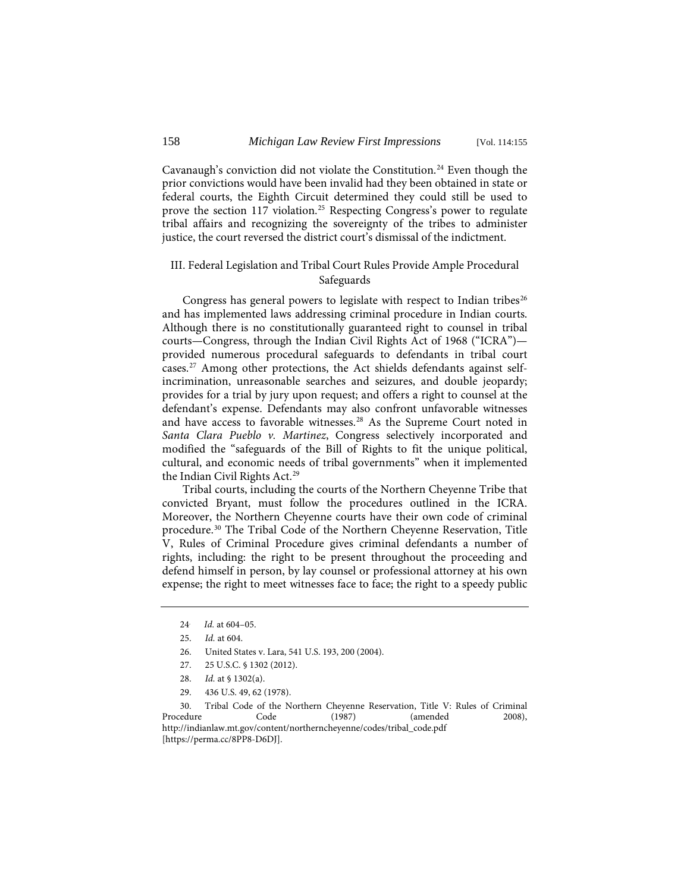Cavanaugh's conviction did not violate the Constitution.[24] Even though the prior convictions would have been invalid had they been obtained in state or federal courts, the Eighth Circuit determined they could still be used to prove the section 117 violation.[25] Respecting Congress's power to regulate tribal affairs and recognizing the sovereignty of the tribes to administer justice, the court reversed the district court's dismissal of the indictment.

## III. Federal Legislation and Tribal Court Rules Provide Ample Procedural Safeguards

Congress has general powers to legislate with respect to Indian tribes[26] and has implemented laws addressing criminal procedure in Indian courts. Although there is no constitutionally guaranteed right to counsel in tribal courts—Congress, through the Indian Civil Rights Act of 1968 ("ICRA")—provided numerous procedural safeguards to defendants in tribal court cases.[27] Among other protections, the Act shields defendants against self-incrimination, unreasonable searches and seizures, and double jeopardy; provides for a trial by jury upon request; and offers a right to counsel at the defendant's expense. Defendants may also confront unfavorable witnesses and have access to favorable witnesses.[28] As the Supreme Court noted in *Santa Clara Pueblo v. Martinez*, Congress selectively incorporated and modified the "safeguards of the Bill of Rights to fit the unique political, cultural, and economic needs of tribal governments" when it implemented the Indian Civil Rights Act.[29]

Tribal courts, including the courts of the Northern Cheyenne Tribe that convicted Bryant, must follow the procedures outlined in the ICRA. Moreover, the Northern Cheyenne courts have their own code of criminal procedure.[30] The Tribal Code of the Northern Cheyenne Reservation, Title V, Rules of Criminal Procedure gives criminal defendants a number of rights, including: the right to be present throughout the proceeding and defend himself in person, by lay counsel or professional attorney at his own expense; the right to meet witnesses face to face; the right to a speedy public

---

24. *Id.* at 604–05.

25. *Id.* at 604.

26. United States v. Lara, 541 U.S. 193, 200 (2004).

27. 25 U.S.C. § 1302 (2012).

28. *Id.* at § 1302(a).

29. 436 U.S. 49, 62 (1978).

30. Tribal Code of the Northern Cheyenne Reservation, Title V: Rules of Criminal Procedure Code (1987) (amended 2008), http://indianlaw.mt.gov/content/northerncheyenne/codes/tribal_code.pdf [https://perma.cc/8PP8-D6DJ].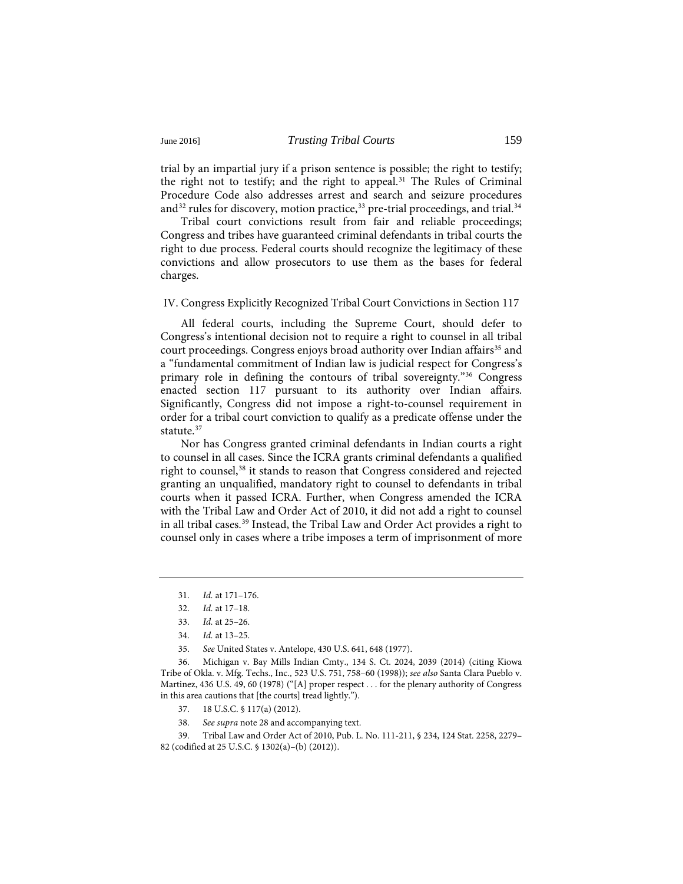trial by an impartial jury if a prison sentence is possible; the right to testify; the right not to testify; and the right to appeal.[31] The Rules of Criminal Procedure Code also addresses arrest and search and seizure procedures and[32] rules for discovery, motion practice,[33] pre-trial proceedings, and trial.[34]

Tribal court convictions result from fair and reliable proceedings; Congress and tribes have guaranteed criminal defendants in tribal courts the right to due process. Federal courts should recognize the legitimacy of these convictions and allow prosecutors to use them as the bases for federal charges.

## IV. Congress Explicitly Recognized Tribal Court Convictions in Section 117

All federal courts, including the Supreme Court, should defer to Congress's intentional decision not to require a right to counsel in all tribal court proceedings. Congress enjoys broad authority over Indian affairs[35] and a "fundamental commitment of Indian law is judicial respect for Congress's primary role in defining the contours of tribal sovereignty."[36] Congress enacted section 117 pursuant to its authority over Indian affairs. Significantly, Congress did not impose a right-to-counsel requirement in order for a tribal court conviction to qualify as a predicate offense under the statute.[37]

Nor has Congress granted criminal defendants in Indian courts a right to counsel in all cases. Since the ICRA grants criminal defendants a qualified right to counsel,[38] it stands to reason that Congress considered and rejected granting an unqualified, mandatory right to counsel to defendants in tribal courts when it passed ICRA. Further, when Congress amended the ICRA with the Tribal Law and Order Act of 2010, it did not add a right to counsel in all tribal cases.[39] Instead, the Tribal Law and Order Act provides a right to counsel only in cases where a tribe imposes a term of imprisonment of more

---

31. *Id.* at 171–176.

32. *Id.* at 17–18.

33. *Id.* at 25–26.

34. *Id.* at 13–25.

35. *See* United States v. Antelope, 430 U.S. 641, 648 (1977).

36. Michigan v. Bay Mills Indian Cmty., 134 S. Ct. 2024, 2039 (2014) (citing Kiowa Tribe of Okla. v. Mfg. Techs., Inc., 523 U.S. 751, 758–60 (1998)); *see also* Santa Clara Pueblo v. Martinez, 436 U.S. 49, 60 (1978) ("[A] proper respect . . . for the plenary authority of Congress in this area cautions that [the courts] tread lightly.").

37. 18 U.S.C. § 117(a) (2012).

38. *See supra* note 28 and accompanying text.

39. Tribal Law and Order Act of 2010, Pub. L. No. 111-211, § 234, 124 Stat. 2258, 2279–82 (codified at 25 U.S.C. § 1302(a)–(b) (2012)).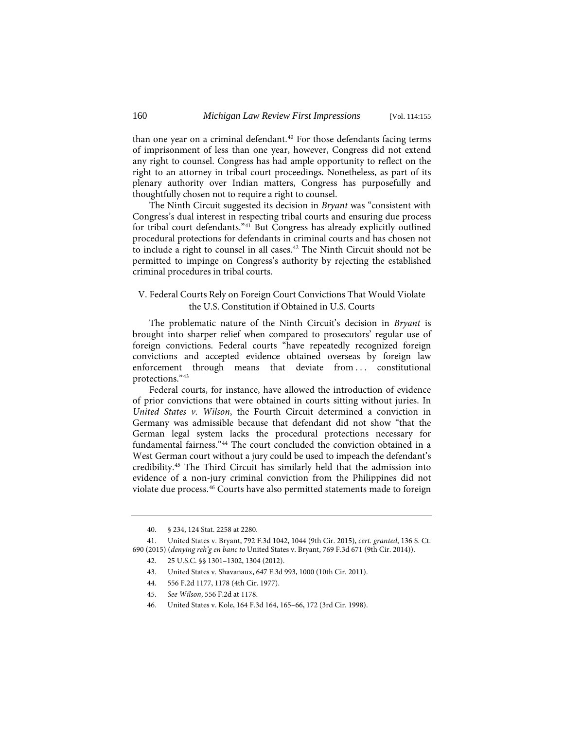than one year on a criminal defendant.[40] For those defendants facing terms of imprisonment of less than one year, however, Congress did not extend any right to counsel. Congress has had ample opportunity to reflect on the right to an attorney in tribal court proceedings. Nonetheless, as part of its plenary authority over Indian matters, Congress has purposefully and thoughtfully chosen not to require a right to counsel.

The Ninth Circuit suggested its decision in *Bryant* was "consistent with Congress's dual interest in respecting tribal courts and ensuring due process for tribal court defendants."[41] But Congress has already explicitly outlined procedural protections for defendants in criminal courts and has chosen not to include a right to counsel in all cases.[42] The Ninth Circuit should not be permitted to impinge on Congress's authority by rejecting the established criminal procedures in tribal courts.

## V. Federal Courts Rely on Foreign Court Convictions That Would Violate the U.S. Constitution if Obtained in U.S. Courts

The problematic nature of the Ninth Circuit's decision in *Bryant* is brought into sharper relief when compared to prosecutors' regular use of foreign convictions. Federal courts "have repeatedly recognized foreign convictions and accepted evidence obtained overseas by foreign law enforcement through means that deviate from . . . constitutional protections."[43]

Federal courts, for instance, have allowed the introduction of evidence of prior convictions that were obtained in courts sitting without juries. In *United States v. Wilson*, the Fourth Circuit determined a conviction in Germany was admissible because that defendant did not show "that the German legal system lacks the procedural protections necessary for fundamental fairness."[44] The court concluded the conviction obtained in a West German court without a jury could be used to impeach the defendant's credibility.[45] The Third Circuit has similarly held that the admission into evidence of a non-jury criminal conviction from the Philippines did not violate due process.[46] Courts have also permitted statements made to foreign

---

40. § 234, 124 Stat. 2258 at 2280.

41. United States v. Bryant, 792 F.3d 1042, 1044 (9th Cir. 2015), *cert. granted*, 136 S. Ct. 690 (2015) (*denying reh'g en banc to* United States v. Bryant, 769 F.3d 671 (9th Cir. 2014)).

42. 25 U.S.C. §§ 1301–1302, 1304 (2012).

43. United States v. Shavanaux, 647 F.3d 993, 1000 (10th Cir. 2011).

44. 556 F.2d 1177, 1178 (4th Cir. 1977).

45. *See Wilson*, 556 F.2d at 1178.

46. United States v. Kole, 164 F.3d 164, 165–66, 172 (3rd Cir. 1998).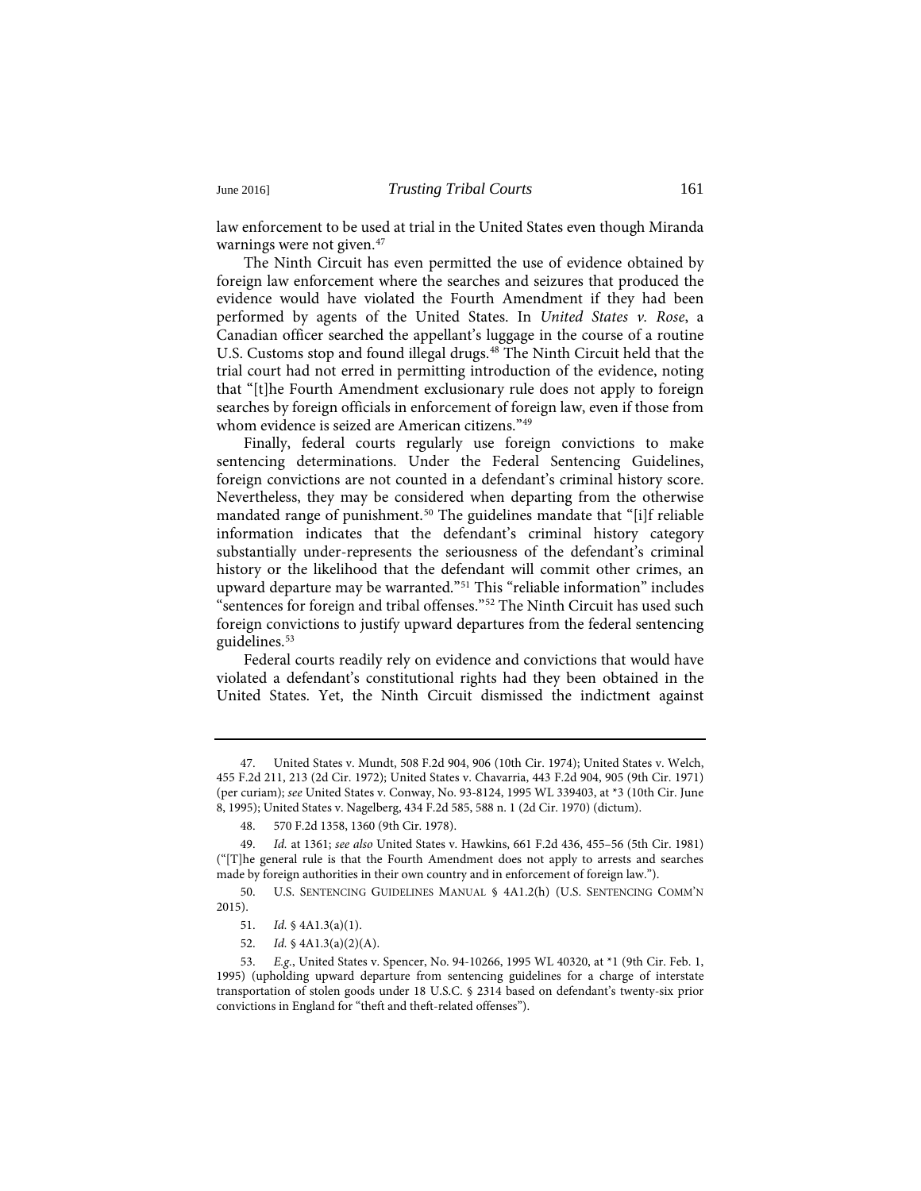law enforcement to be used at trial in the United States even though Miranda warnings were not given.[47]

The Ninth Circuit has even permitted the use of evidence obtained by foreign law enforcement where the searches and seizures that produced the evidence would have violated the Fourth Amendment if they had been performed by agents of the United States. In *United States v. Rose*, a Canadian officer searched the appellant's luggage in the course of a routine U.S. Customs stop and found illegal drugs.[48] The Ninth Circuit held that the trial court had not erred in permitting introduction of the evidence, noting that "[t]he Fourth Amendment exclusionary rule does not apply to foreign searches by foreign officials in enforcement of foreign law, even if those from whom evidence is seized are American citizens."[49]

Finally, federal courts regularly use foreign convictions to make sentencing determinations. Under the Federal Sentencing Guidelines, foreign convictions are not counted in a defendant's criminal history score. Nevertheless, they may be considered when departing from the otherwise mandated range of punishment.[50] The guidelines mandate that "[i]f reliable information indicates that the defendant's criminal history category substantially under-represents the seriousness of the defendant's criminal history or the likelihood that the defendant will commit other crimes, an upward departure may be warranted."[51] This "reliable information" includes "sentences for foreign and tribal offenses."[52] The Ninth Circuit has used such foreign convictions to justify upward departures from the federal sentencing guidelines.[53]

Federal courts readily rely on evidence and convictions that would have violated a defendant's constitutional rights had they been obtained in the United States. Yet, the Ninth Circuit dismissed the indictment against

---

47. United States v. Mundt, 508 F.2d 904, 906 (10th Cir. 1974); United States v. Welch, 455 F.2d 211, 213 (2d Cir. 1972); United States v. Chavarria, 443 F.2d 904, 905 (9th Cir. 1971) (per curiam); *see* United States v. Conway, No. 93-8124, 1995 WL 339403, at *3 (10th Cir. June 8, 1995); United States v. Nagelberg, 434 F.2d 585, 588 n. 1 (2d Cir. 1970) (dictum).

48. 570 F.2d 1358, 1360 (9th Cir. 1978).

49. *Id.* at 1361; *see also* United States v. Hawkins, 661 F.2d 436, 455–56 (5th Cir. 1981) ("[T]he general rule is that the Fourth Amendment does not apply to arrests and searches made by foreign authorities in their own country and in enforcement of foreign law.").

50. U.S. SENTENCING GUIDELINES MANUAL § 4A1.2(h) (U.S. SENTENCING COMM'N 2015).

51. *Id.* § 4A1.3(a)(1).

52. *Id.* § 4A1.3(a)(2)(A).

53. *E.g.*, United States v. Spencer, No. 94-10266, 1995 WL 40320, at *1 (9th Cir. Feb. 1, 1995) (upholding upward departure from sentencing guidelines for a charge of interstate transportation of stolen goods under 18 U.S.C. § 2314 based on defendant's twenty-six prior convictions in England for "theft and theft-related offenses").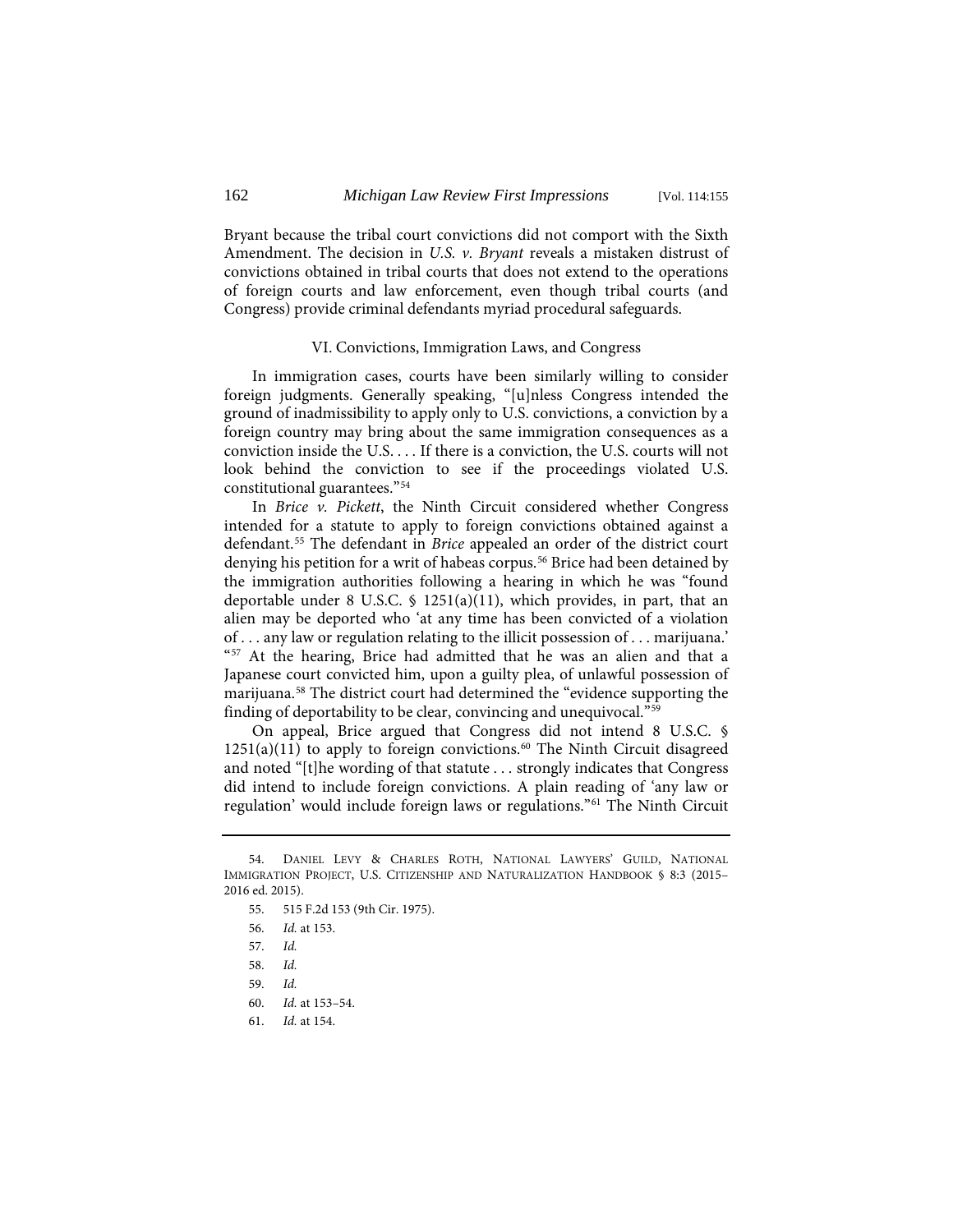Bryant because the tribal court convictions did not comport with the Sixth Amendment. The decision in *U.S. v. Bryant* reveals a mistaken distrust of convictions obtained in tribal courts that does not extend to the operations of foreign courts and law enforcement, even though tribal courts (and Congress) provide criminal defendants myriad procedural safeguards.

## VI. Convictions, Immigration Laws, and Congress

In immigration cases, courts have been similarly willing to consider foreign judgments. Generally speaking, "[u]nless Congress intended the ground of inadmissibility to apply only to U.S. convictions, a conviction by a foreign country may bring about the same immigration consequences as a conviction inside the U.S. . . . If there is a conviction, the U.S. courts will not look behind the conviction to see if the proceedings violated U.S. constitutional guarantees."[54]

In *Brice v. Pickett*, the Ninth Circuit considered whether Congress intended for a statute to apply to foreign convictions obtained against a defendant.[55] The defendant in *Brice* appealed an order of the district court denying his petition for a writ of habeas corpus.[56] Brice had been detained by the immigration authorities following a hearing in which he was "found deportable under 8 U.S.C. § 1251(a)(11), which provides, in part, that an alien may be deported who 'at any time has been convicted of a violation of . . . any law or regulation relating to the illicit possession of . . . marijuana.' "[57] At the hearing, Brice had admitted that he was an alien and that a Japanese court convicted him, upon a guilty plea, of unlawful possession of marijuana.[58] The district court had determined the "evidence supporting the finding of deportability to be clear, convincing and unequivocal."[59]

On appeal, Brice argued that Congress did not intend 8 U.S.C. § 1251(a)(11) to apply to foreign convictions.[60] The Ninth Circuit disagreed and noted "[t]he wording of that statute . . . strongly indicates that Congress did intend to include foreign convictions. A plain reading of 'any law or regulation' would include foreign laws or regulations."[61] The Ninth Circuit

---

54. Daniel Levy & Charles Roth, National Lawyers' Guild, National Immigration Project, U.S. Citizenship and Naturalization Handbook § 8:3 (2015–2016 ed. 2015).

55. 515 F.2d 153 (9th Cir. 1975).

56. *Id.* at 153.

57. *Id.*

58. *Id.*

59. *Id.*

60. *Id.* at 153–54.

61. *Id.* at 154.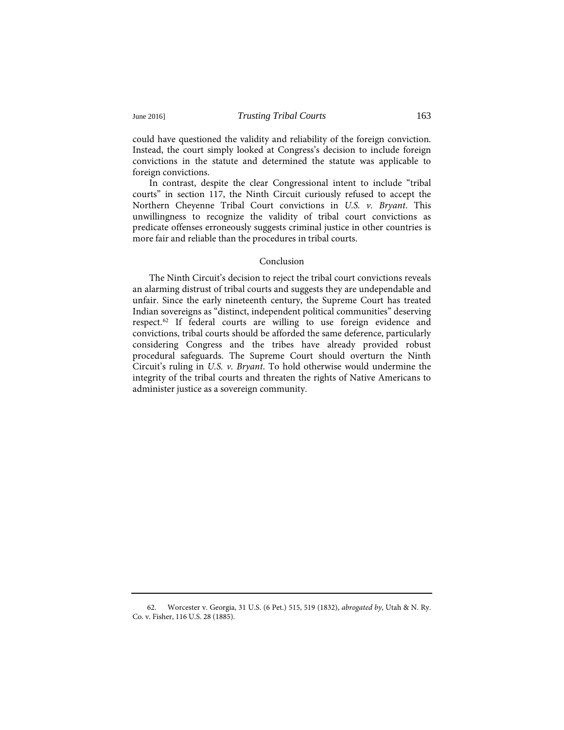could have questioned the validity and reliability of the foreign conviction. Instead, the court simply looked at Congress's decision to include foreign convictions in the statute and determined the statute was applicable to foreign convictions.

In contrast, despite the clear Congressional intent to include "tribal courts" in section 117, the Ninth Circuit curiously refused to accept the Northern Cheyenne Tribal Court convictions in *U.S. v. Bryant*. This unwillingness to recognize the validity of tribal court convictions as predicate offenses erroneously suggests criminal justice in other countries is more fair and reliable than the procedures in tribal courts.

## Conclusion

The Ninth Circuit's decision to reject the tribal court convictions reveals an alarming distrust of tribal courts and suggests they are undependable and unfair. Since the early nineteenth century, the Supreme Court has treated Indian sovereigns as "distinct, independent political communities" deserving respect.[62] If federal courts are willing to use foreign evidence and convictions, tribal courts should be afforded the same deference, particularly considering Congress and the tribes have already provided robust procedural safeguards. The Supreme Court should overturn the Ninth Circuit's ruling in *U.S. v. Bryant*. To hold otherwise would undermine the integrity of the tribal courts and threaten the rights of Native Americans to administer justice as a sovereign community.

---

62. Worcester v. Georgia, 31 U.S. (6 Pet.) 515, 519 (1832), *abrogated by*, Utah & N. Ry. Co. v. Fisher, 116 U.S. 28 (1885).